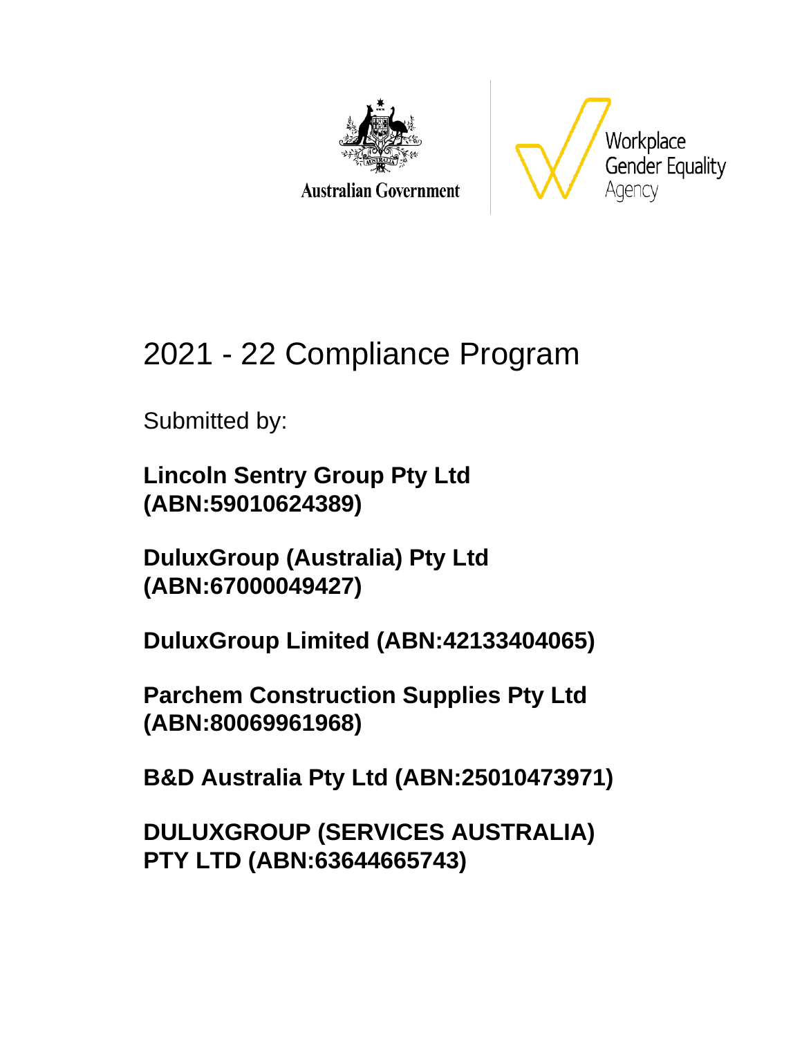Australian Government

Workplace Gender Equality Agency

# 2021 - 22 Compliance Program

Submitted by:

**Lincoln Sentry Group Pty Ltd (ABN:59010624389)**

**DuluxGroup (Australia) Pty Ltd (ABN:67000049427)**

**DuluxGroup Limited (ABN:42133404065)**

**Parchem Construction Supplies Pty Ltd (ABN:80069961968)**

**B&D Australia Pty Ltd (ABN:25010473971)**

**DULUXGROUP (SERVICES AUSTRALIA) PTY LTD (ABN:63644665743)**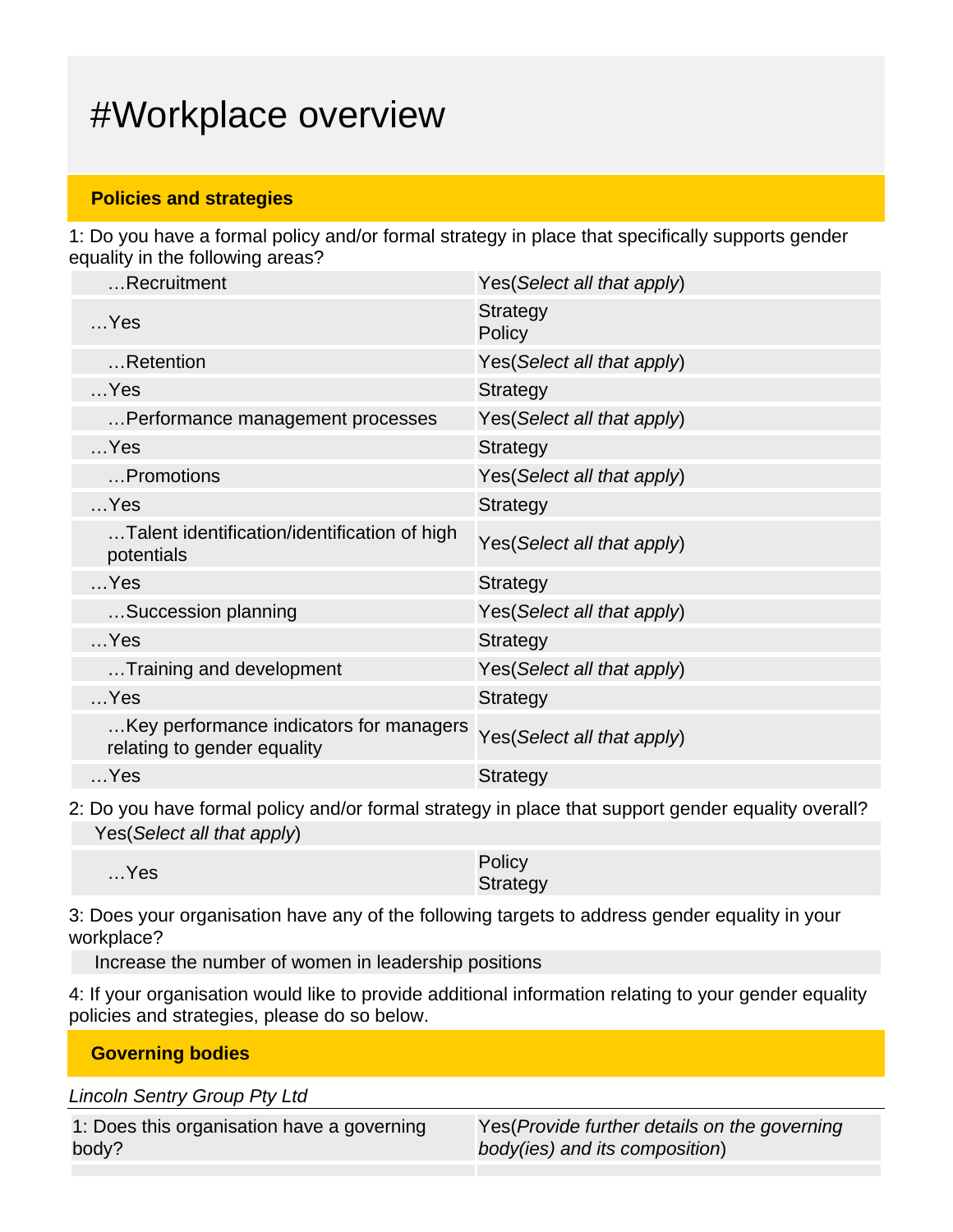# #Workplace overview

## Policies and strategies

1: Do you have a formal policy and/or formal strategy in place that specifically supports gender equality in the following areas?

| | |
|---|---|
| …Recruitment | Yes(*Select all that apply*) |
| …Yes | Strategy<br>Policy |
| …Retention | Yes(*Select all that apply*) |
| …Yes | Strategy |
| …Performance management processes | Yes(*Select all that apply*) |
| …Yes | Strategy |
| …Promotions | Yes(*Select all that apply*) |
| …Yes | Strategy |
| …Talent identification/identification of high potentials | Yes(*Select all that apply*) |
| …Yes | Strategy |
| …Succession planning | Yes(*Select all that apply*) |
| …Yes | Strategy |
| …Training and development | Yes(*Select all that apply*) |
| …Yes | Strategy |
| …Key performance indicators for managers relating to gender equality | Yes(*Select all that apply*) |
| …Yes | Strategy |

2: Do you have formal policy and/or formal strategy in place that support gender equality overall?

Yes(*Select all that apply*)

| | |
|---|---|
| …Yes | Policy<br>Strategy |

3: Does your organisation have any of the following targets to address gender equality in your workplace?

Increase the number of women in leadership positions

4: If your organisation would like to provide additional information relating to your gender equality policies and strategies, please do so below.

## Governing bodies

*Lincoln Sentry Group Pty Ltd*

| | |
|---|---|
| 1: Does this organisation have a governing body? | Yes(*Provide further details on the governing body(ies) and its composition*) |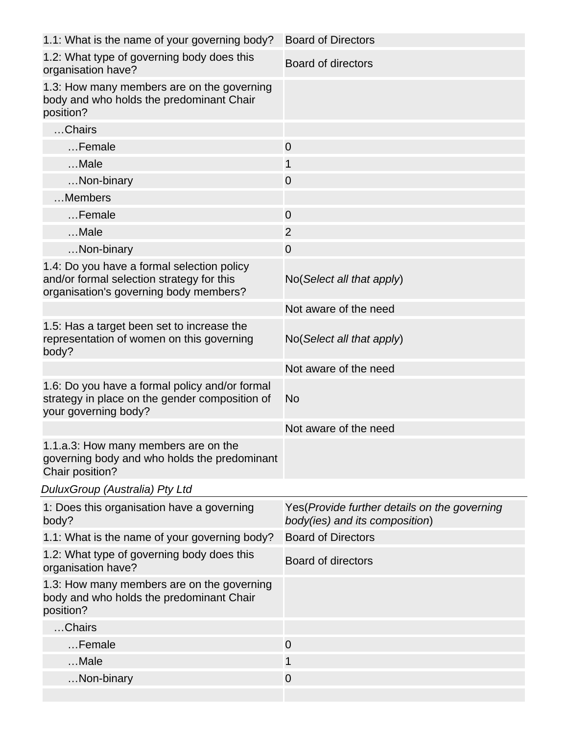| | |
|---|---|
| 1.1: What is the name of your governing body? | Board of Directors |
| 1.2: What type of governing body does this organisation have? | Board of directors |
| 1.3: How many members are on the governing body and who holds the predominant Chair position? | |
| …Chairs | |
| …Female | 0 |
| …Male | 1 |
| …Non-binary | 0 |
| …Members | |
| …Female | 0 |
| …Male | 2 |
| …Non-binary | 0 |
| 1.4: Do you have a formal selection policy and/or formal selection strategy for this organisation's governing body members? | No(*Select all that apply*) |
| | Not aware of the need |
| 1.5: Has a target been set to increase the representation of women on this governing body? | No(*Select all that apply*) |
| | Not aware of the need |
| 1.6: Do you have a formal policy and/or formal strategy in place on the gender composition of your governing body? | No |
| | Not aware of the need |
| 1.1.a.3: How many members are on the governing body and who holds the predominant Chair position? | |

*DuluxGroup (Australia) Pty Ltd*

| | |
|---|---|
| 1: Does this organisation have a governing body? | Yes(*Provide further details on the governing body(ies) and its composition*) |
| 1.1: What is the name of your governing body? | Board of Directors |
| 1.2: What type of governing body does this organisation have? | Board of directors |
| 1.3: How many members are on the governing body and who holds the predominant Chair position? | |
| …Chairs | |
| …Female | 0 |
| …Male | 1 |
| …Non-binary | 0 |
| | |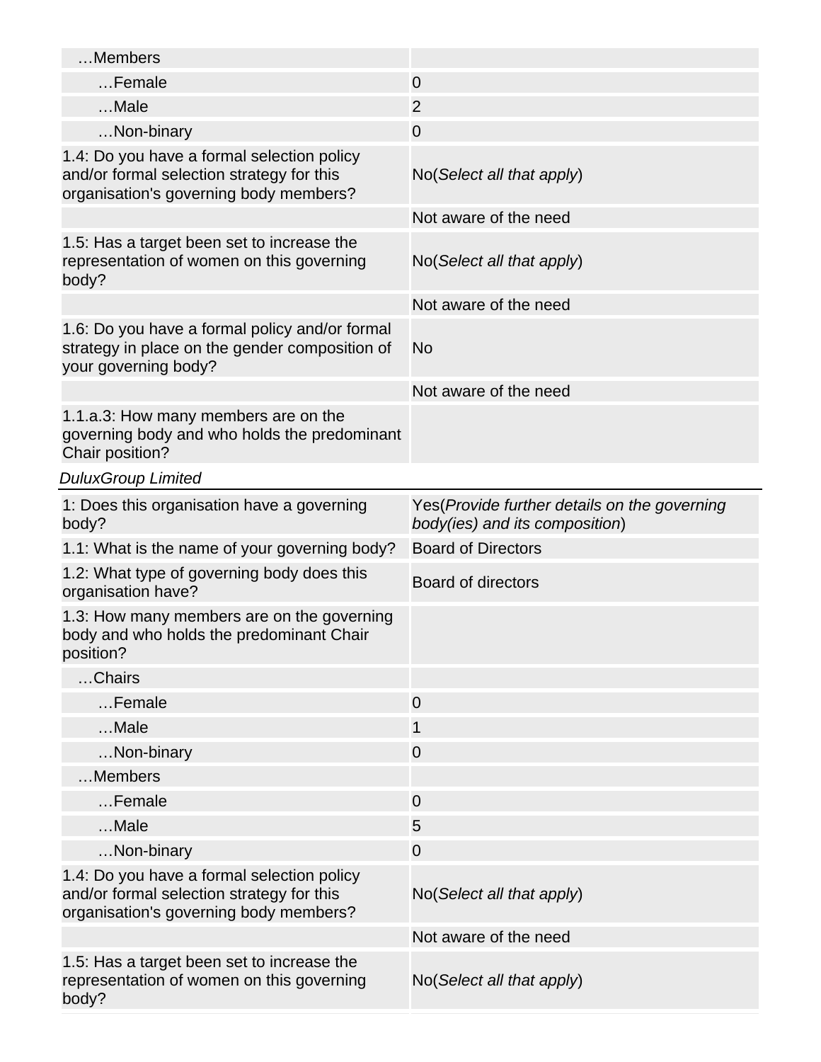| | |
|---|---|
| …Members | |
| …Female | 0 |
| …Male | 2 |
| …Non-binary | 0 |
| 1.4: Do you have a formal selection policy and/or formal selection strategy for this organisation's governing body members? | No(*Select all that apply*) |
| | Not aware of the need |
| 1.5: Has a target been set to increase the representation of women on this governing body? | No(*Select all that apply*) |
| | Not aware of the need |
| 1.6: Do you have a formal policy and/or formal strategy in place on the gender composition of your governing body? | No |
| | Not aware of the need |
| 1.1.a.3: How many members are on the governing body and who holds the predominant Chair position? | |

*DuluxGroup Limited*

| | |
|---|---|
| 1: Does this organisation have a governing body? | Yes(*Provide further details on the governing body(ies) and its composition*) |
| 1.1: What is the name of your governing body? | Board of Directors |
| 1.2: What type of governing body does this organisation have? | Board of directors |
| 1.3: How many members are on the governing body and who holds the predominant Chair position? | |
| …Chairs | |
| …Female | 0 |
| …Male | 1 |
| …Non-binary | 0 |
| …Members | |
| …Female | 0 |
| …Male | 5 |
| …Non-binary | 0 |
| 1.4: Do you have a formal selection policy and/or formal selection strategy for this organisation's governing body members? | No(*Select all that apply*) |
| | Not aware of the need |
| 1.5: Has a target been set to increase the representation of women on this governing body? | No(*Select all that apply*) |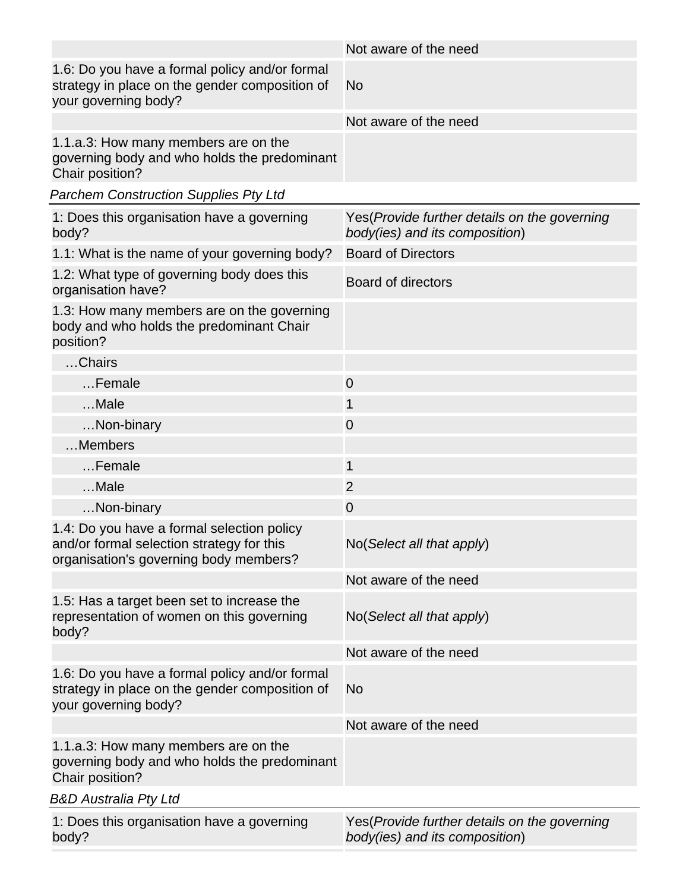| | |
|---|---|
| | Not aware of the need |
| 1.6: Do you have a formal policy and/or formal strategy in place on the gender composition of your governing body? | No |
| | Not aware of the need |
| 1.1.a.3: How many members are on the governing body and who holds the predominant Chair position? | |

*Parchem Construction Supplies Pty Ltd*

| | |
|---|---|
| 1: Does this organisation have a governing body? | Yes(*Provide further details on the governing body(ies) and its composition*) |
| 1.1: What is the name of your governing body? | Board of Directors |
| 1.2: What type of governing body does this organisation have? | Board of directors |
| 1.3: How many members are on the governing body and who holds the predominant Chair position? | |
| …Chairs | |
| …Female | 0 |
| …Male | 1 |
| …Non-binary | 0 |
| …Members | |
| …Female | 1 |
| …Male | 2 |
| …Non-binary | 0 |
| 1.4: Do you have a formal selection policy and/or formal selection strategy for this organisation's governing body members? | No(*Select all that apply*) |
| | Not aware of the need |
| 1.5: Has a target been set to increase the representation of women on this governing body? | No(*Select all that apply*) |
| | Not aware of the need |
| 1.6: Do you have a formal policy and/or formal strategy in place on the gender composition of your governing body? | No |
| | Not aware of the need |
| 1.1.a.3: How many members are on the governing body and who holds the predominant Chair position? | |

*B&D Australia Pty Ltd*

| | |
|---|---|
| 1: Does this organisation have a governing body? | Yes(*Provide further details on the governing body(ies) and its composition*) |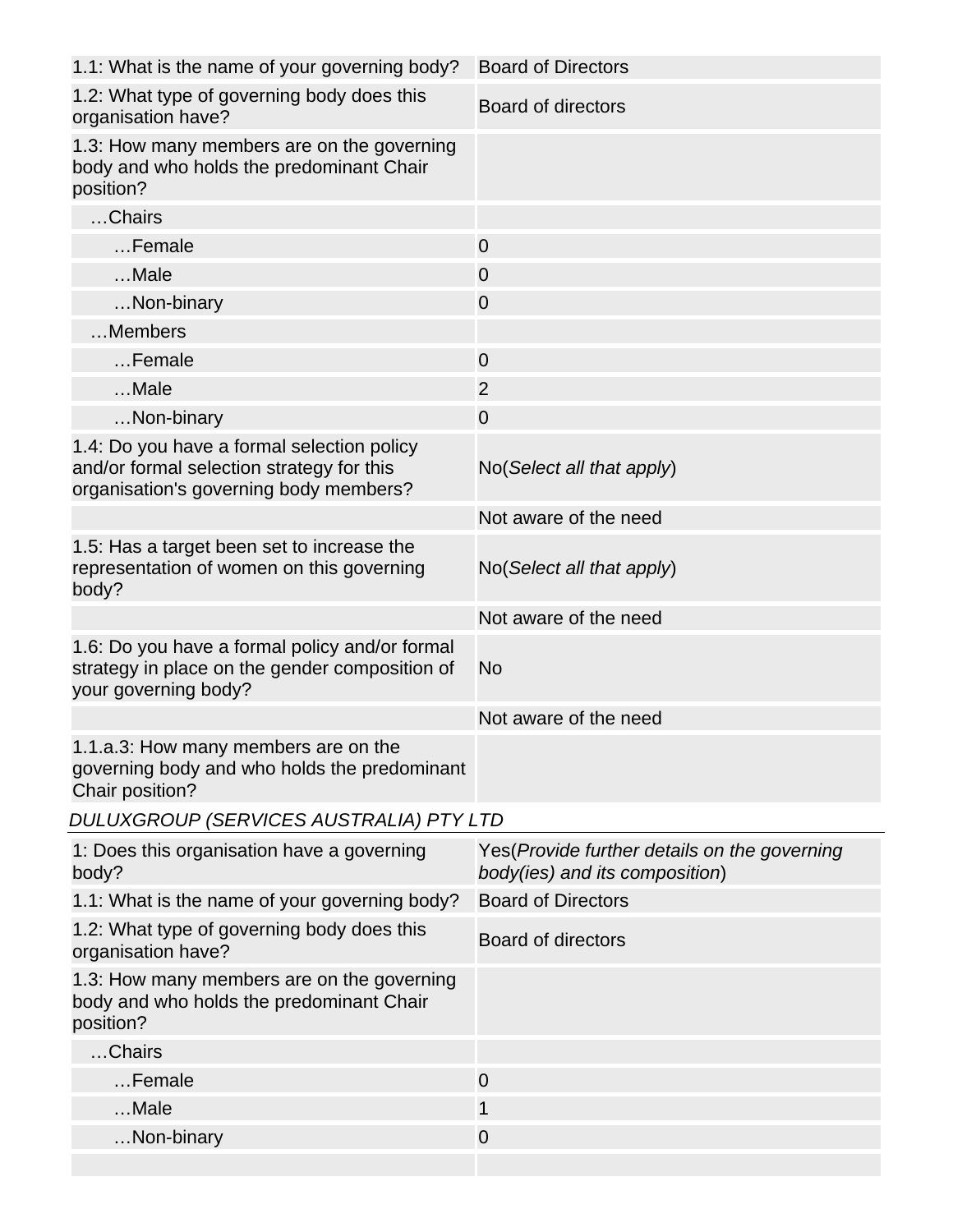| | |
|---|---|
| 1.1: What is the name of your governing body? | Board of Directors |
| 1.2: What type of governing body does this organisation have? | Board of directors |
| 1.3: How many members are on the governing body and who holds the predominant Chair position? | |
| …Chairs | |
| …Female | 0 |
| …Male | 0 |
| …Non-binary | 0 |
| …Members | |
| …Female | 0 |
| …Male | 2 |
| …Non-binary | 0 |
| 1.4: Do you have a formal selection policy and/or formal selection strategy for this organisation's governing body members? | No(*Select all that apply*) |
| | Not aware of the need |
| 1.5: Has a target been set to increase the representation of women on this governing body? | No(*Select all that apply*) |
| | Not aware of the need |
| 1.6: Do you have a formal policy and/or formal strategy in place on the gender composition of your governing body? | No |
| | Not aware of the need |
| 1.1.a.3: How many members are on the governing body and who holds the predominant Chair position? | |

*DULUXGROUP (SERVICES AUSTRALIA) PTY LTD*

| | |
|---|---|
| 1: Does this organisation have a governing body? | Yes(*Provide further details on the governing body(ies) and its composition*) |
| 1.1: What is the name of your governing body? | Board of Directors |
| 1.2: What type of governing body does this organisation have? | Board of directors |
| 1.3: How many members are on the governing body and who holds the predominant Chair position? | |
| …Chairs | |
| …Female | 0 |
| …Male | 1 |
| …Non-binary | 0 |
| | |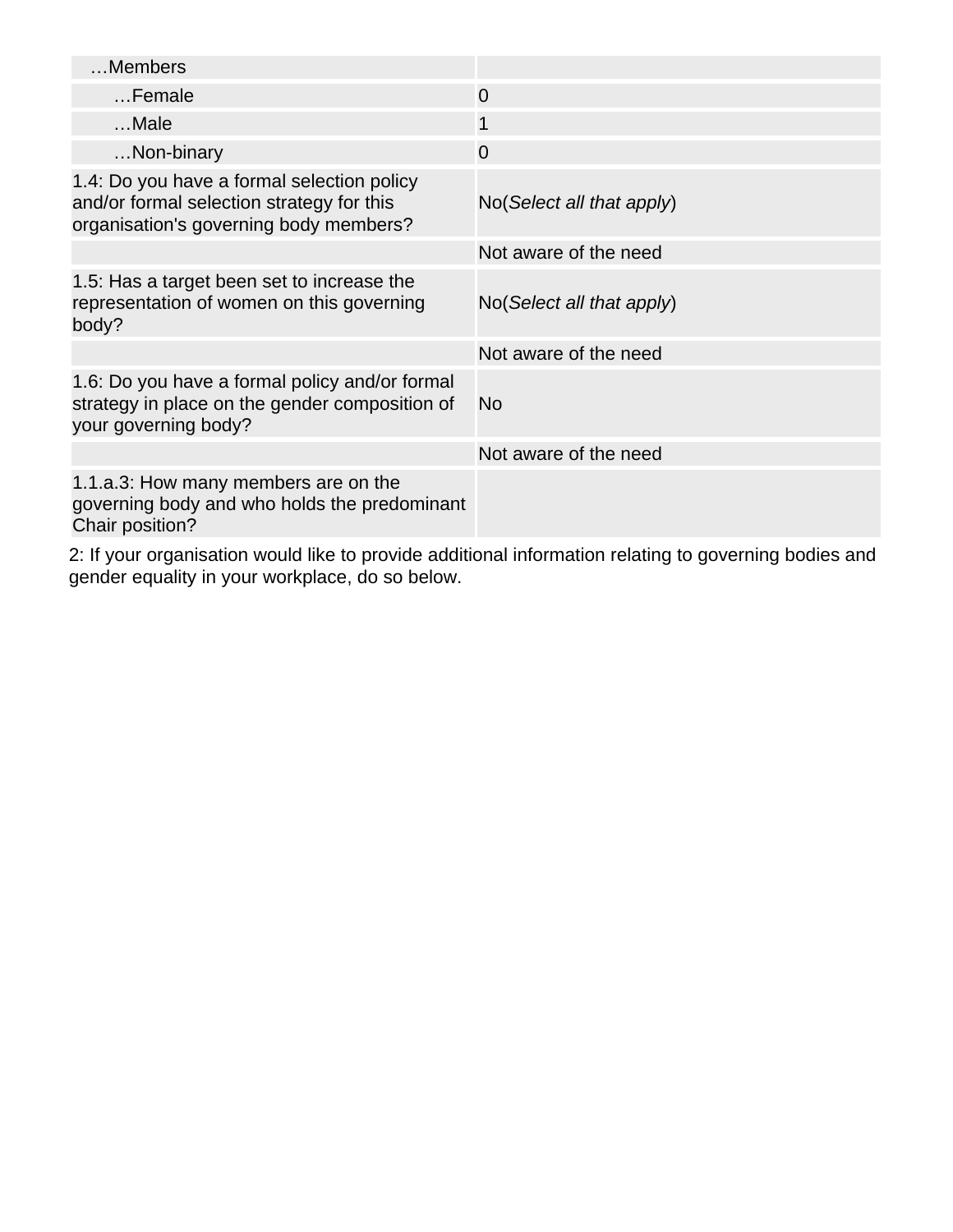| | |
|---|---|
| …Members | |
| …Female | 0 |
| …Male | 1 |
| …Non-binary | 0 |
| 1.4: Do you have a formal selection policy and/or formal selection strategy for this organisation's governing body members? | No(*Select all that apply*) |
| | Not aware of the need |
| 1.5: Has a target been set to increase the representation of women on this governing body? | No(*Select all that apply*) |
| | Not aware of the need |
| 1.6: Do you have a formal policy and/or formal strategy in place on the gender composition of your governing body? | No |
| | Not aware of the need |
| 1.1.a.3: How many members are on the governing body and who holds the predominant Chair position? | |

2: If your organisation would like to provide additional information relating to governing bodies and gender equality in your workplace, do so below.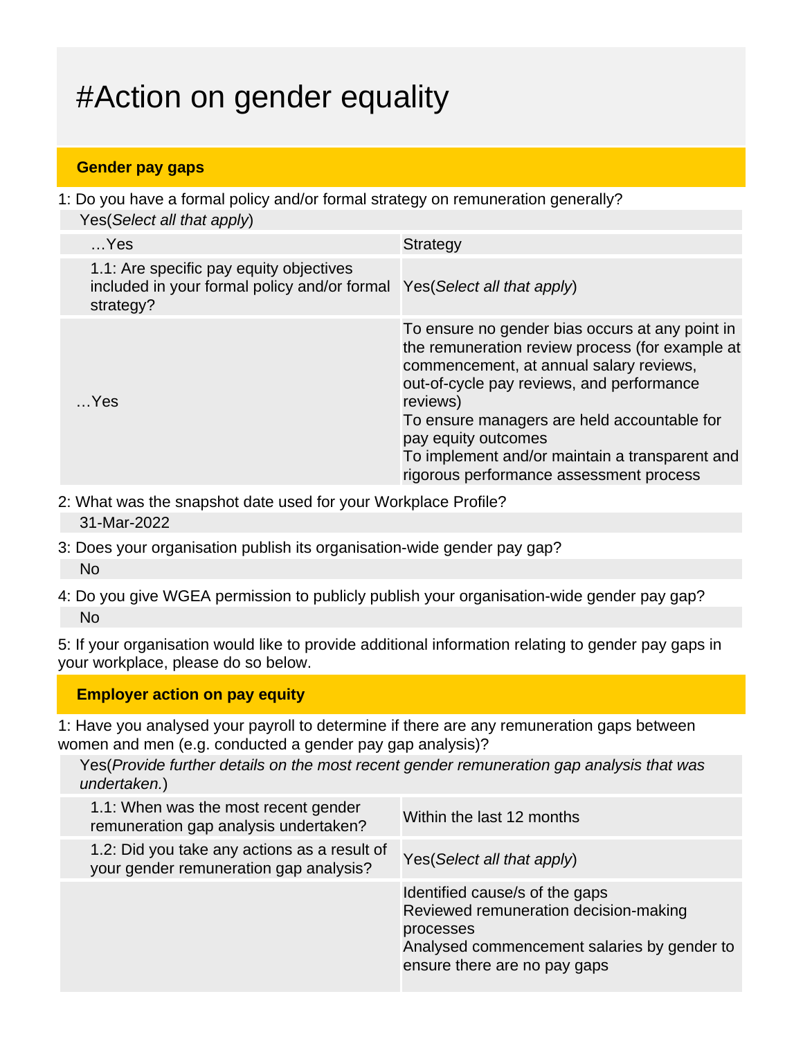# #Action on gender equality

## Gender pay gaps

1: Do you have a formal policy and/or formal strategy on remuneration generally?

Yes(*Select all that apply*)

| …Yes | Strategy |
|---|---|
| 1.1: Are specific pay equity objectives included in your formal policy and/or formal strategy? | Yes(*Select all that apply*) |
| …Yes | To ensure no gender bias occurs at any point in the remuneration review process (for example at commencement, at annual salary reviews, out-of-cycle pay reviews, and performance reviews)<br>To ensure managers are held accountable for pay equity outcomes<br>To implement and/or maintain a transparent and rigorous performance assessment process |

2: What was the snapshot date used for your Workplace Profile?

31-Mar-2022

3: Does your organisation publish its organisation-wide gender pay gap?

No

4: Do you give WGEA permission to publicly publish your organisation-wide gender pay gap?

No

5: If your organisation would like to provide additional information relating to gender pay gaps in your workplace, please do so below.

## Employer action on pay equity

1: Have you analysed your payroll to determine if there are any remuneration gaps between women and men (e.g. conducted a gender pay gap analysis)?

Yes(*Provide further details on the most recent gender remuneration gap analysis that was undertaken.*)

| | |
|---|---|
| 1.1: When was the most recent gender remuneration gap analysis undertaken? | Within the last 12 months |
| 1.2: Did you take any actions as a result of your gender remuneration gap analysis? | Yes(*Select all that apply*) |
| | Identified cause/s of the gaps<br>Reviewed remuneration decision-making processes<br>Analysed commencement salaries by gender to ensure there are no pay gaps |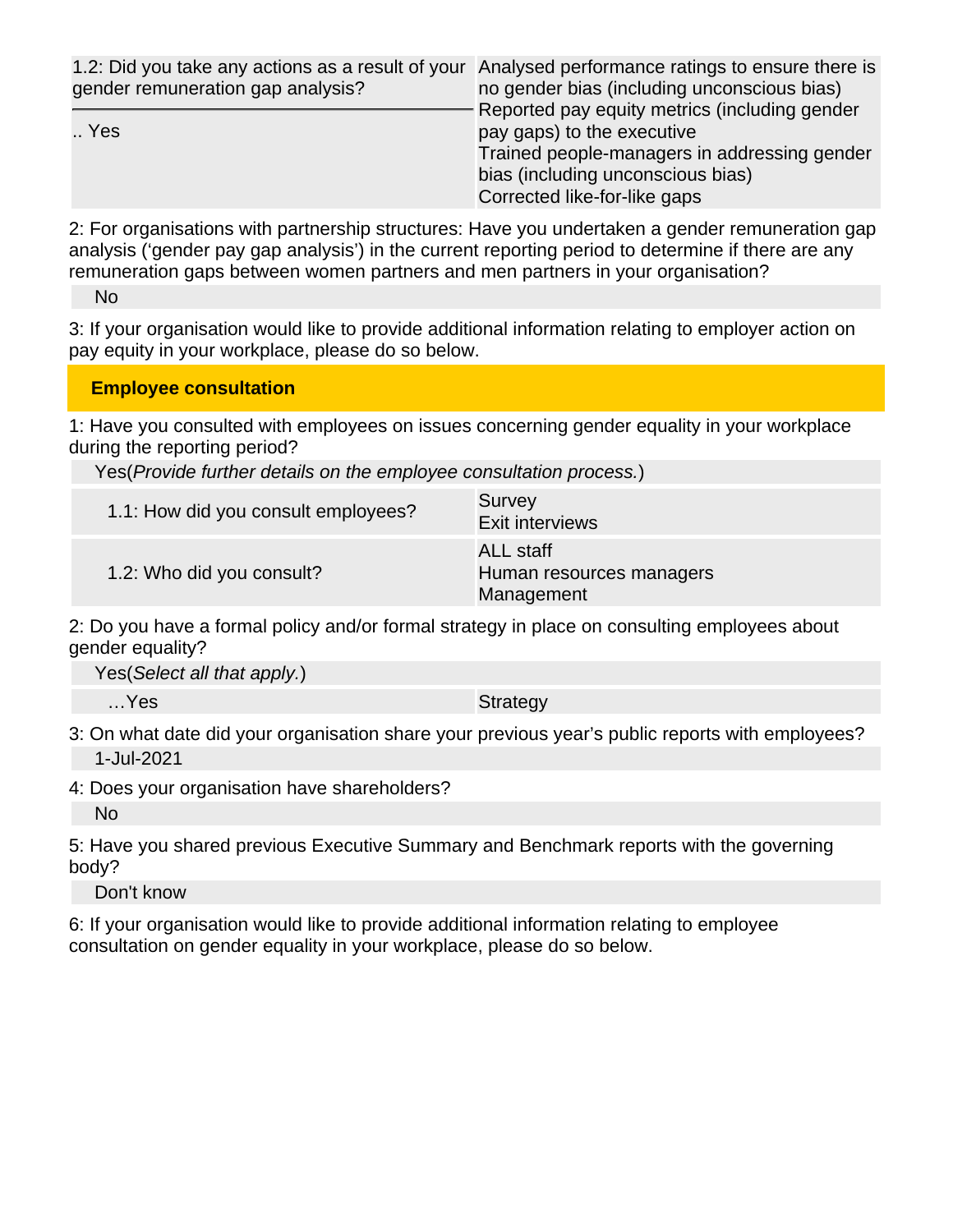| 1.2: Did you take any actions as a result of your gender remuneration gap analysis? | Analysed performance ratings to ensure there is no gender bias (including unconscious bias) |
|---|---|
| .. Yes | Reported pay equity metrics (including gender pay gaps) to the executive<br>Trained people-managers in addressing gender bias (including unconscious bias)<br>Corrected like-for-like gaps |

2: For organisations with partnership structures: Have you undertaken a gender remuneration gap analysis ('gender pay gap analysis') in the current reporting period to determine if there are any remuneration gaps between women partners and men partners in your organisation?

No

3: If your organisation would like to provide additional information relating to employer action on pay equity in your workplace, please do so below.

## Employee consultation

1: Have you consulted with employees on issues concerning gender equality in your workplace during the reporting period?

Yes(*Provide further details on the employee consultation process.*)

| 1.1: How did you consult employees? | Survey<br>Exit interviews |
|---|---|
| 1.2: Who did you consult? | ALL staff<br>Human resources managers<br>Management |

2: Do you have a formal policy and/or formal strategy in place on consulting employees about gender equality?

Yes(*Select all that apply.*)

| …Yes | Strategy |
|---|---|

3: On what date did your organisation share your previous year's public reports with employees?

1-Jul-2021

4: Does your organisation have shareholders?

No

5: Have you shared previous Executive Summary and Benchmark reports with the governing body?

Don't know

6: If your organisation would like to provide additional information relating to employee consultation on gender equality in your workplace, please do so below.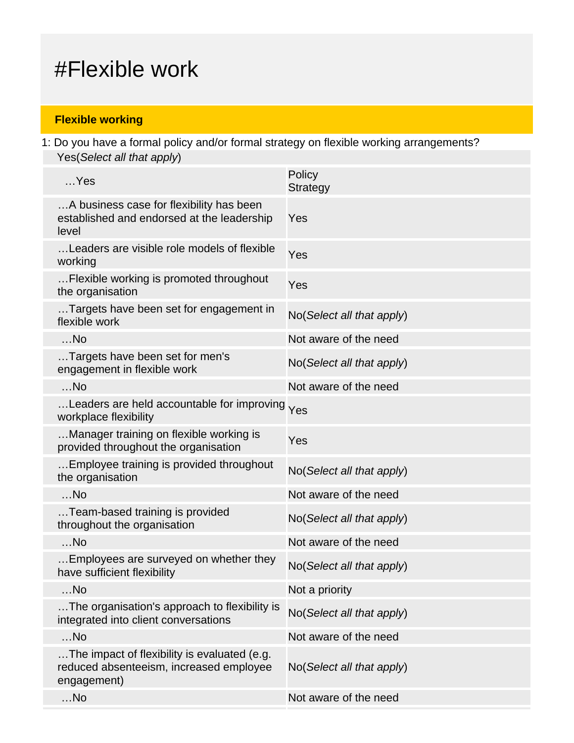# #Flexible work

## Flexible working

1: Do you have a formal policy and/or formal strategy on flexible working arrangements?

Yes(*Select all that apply*)

| …Yes | Policy<br>Strategy |
|---|---|
| …A business case for flexibility has been established and endorsed at the leadership level | Yes |
| …Leaders are visible role models of flexible working | Yes |
| …Flexible working is promoted throughout the organisation | Yes |
| …Targets have been set for engagement in flexible work | No(*Select all that apply*) |
| …No | Not aware of the need |
| …Targets have been set for men's engagement in flexible work | No(*Select all that apply*) |
| …No | Not aware of the need |
| …Leaders are held accountable for improving workplace flexibility | Yes |
| …Manager training on flexible working is provided throughout the organisation | Yes |
| …Employee training is provided throughout the organisation | No(*Select all that apply*) |
| …No | Not aware of the need |
| …Team-based training is provided throughout the organisation | No(*Select all that apply*) |
| …No | Not aware of the need |
| …Employees are surveyed on whether they have sufficient flexibility | No(*Select all that apply*) |
| …No | Not a priority |
| …The organisation's approach to flexibility is integrated into client conversations | No(*Select all that apply*) |
| …No | Not aware of the need |
| …The impact of flexibility is evaluated (e.g. reduced absenteeism, increased employee engagement) | No(*Select all that apply*) |
| …No | Not aware of the need |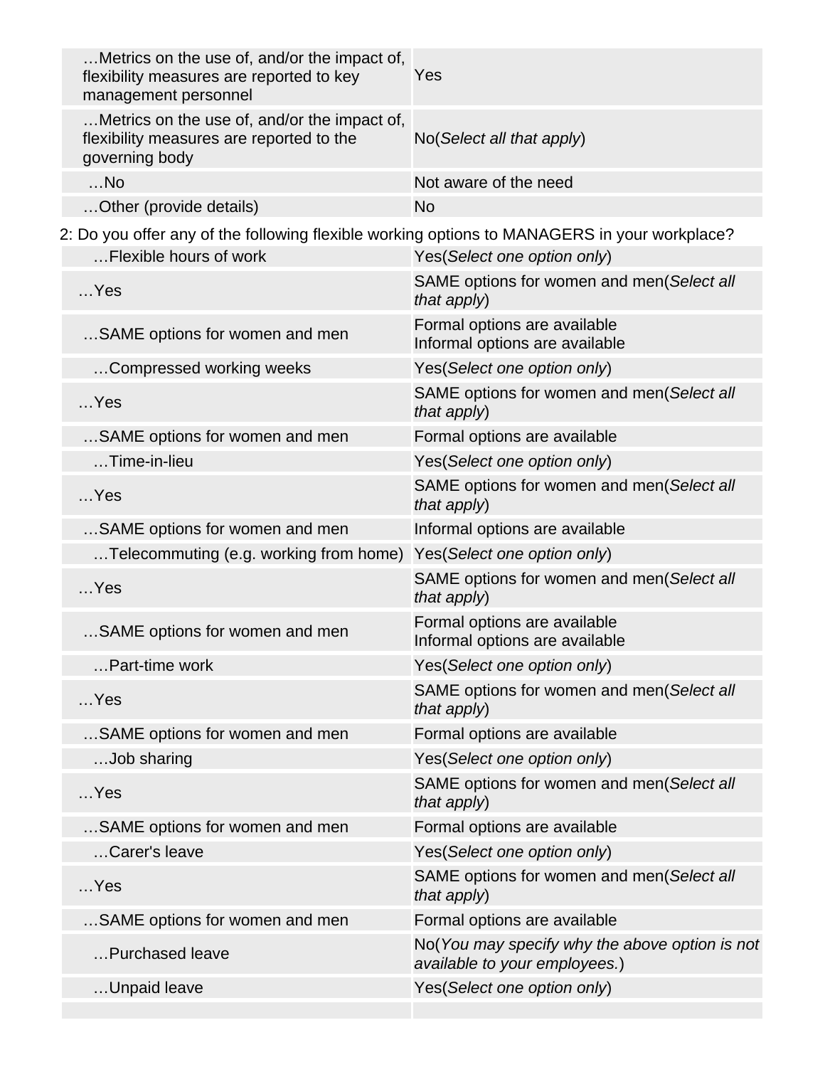| | |
|---|---|
| …Metrics on the use of, and/or the impact of, flexibility measures are reported to key management personnel | Yes |
| …Metrics on the use of, and/or the impact of, flexibility measures are reported to the governing body | No(*Select all that apply*) |
| …No | Not aware of the need |
| …Other (provide details) | No |

2: Do you offer any of the following flexible working options to MANAGERS in your workplace?

| | |
|---|---|
| …Flexible hours of work | Yes(*Select one option only*) |
| …Yes | SAME options for women and men(*Select all that apply*) |
| …SAME options for women and men | Formal options are available<br>Informal options are available |
| …Compressed working weeks | Yes(*Select one option only*) |
| …Yes | SAME options for women and men(*Select all that apply*) |
| …SAME options for women and men | Formal options are available |
| …Time-in-lieu | Yes(*Select one option only*) |
| …Yes | SAME options for women and men(*Select all that apply*) |
| …SAME options for women and men | Informal options are available |
| …Telecommuting (e.g. working from home) | Yes(*Select one option only*) |
| …Yes | SAME options for women and men(*Select all that apply*) |
| …SAME options for women and men | Formal options are available<br>Informal options are available |
| …Part-time work | Yes(*Select one option only*) |
| …Yes | SAME options for women and men(*Select all that apply*) |
| …SAME options for women and men | Formal options are available |
| …Job sharing | Yes(*Select one option only*) |
| …Yes | SAME options for women and men(*Select all that apply*) |
| …SAME options for women and men | Formal options are available |
| …Carer's leave | Yes(*Select one option only*) |
| …Yes | SAME options for women and men(*Select all that apply*) |
| …SAME options for women and men | Formal options are available |
| …Purchased leave | No(*You may specify why the above option is not available to your employees.*) |
| …Unpaid leave | Yes(*Select one option only*) |
| | |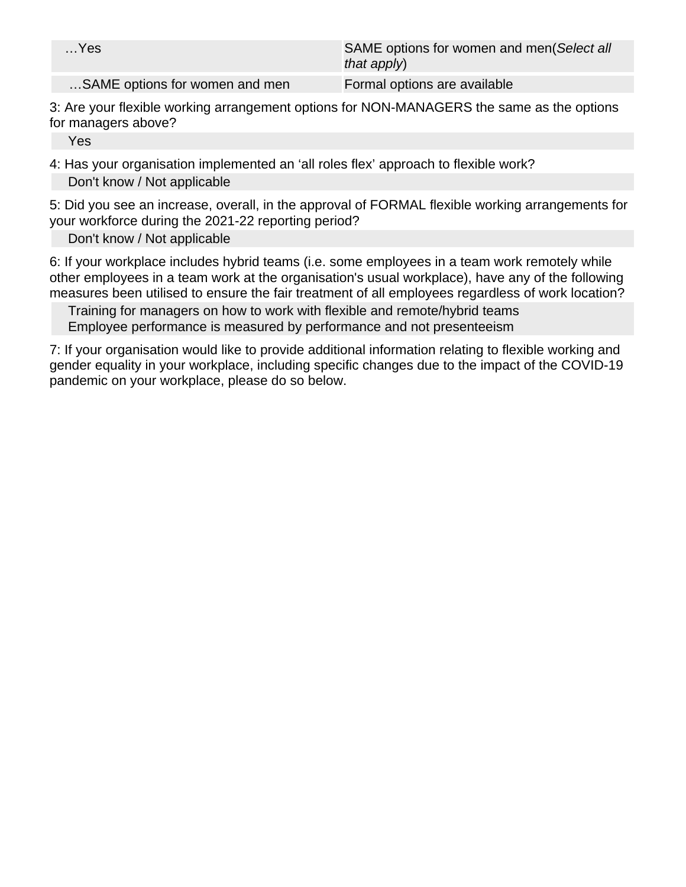| …Yes | SAME options for women and men(*Select all that apply*) |
| --- | --- |
| …SAME options for women and men | Formal options are available |

3: Are your flexible working arrangement options for NON-MANAGERS the same as the options for managers above?

Yes

4: Has your organisation implemented an ‘all roles flex’ approach to flexible work?

Don't know / Not applicable

5: Did you see an increase, overall, in the approval of FORMAL flexible working arrangements for your workforce during the 2021-22 reporting period?

Don't know / Not applicable

6: If your workplace includes hybrid teams (i.e. some employees in a team work remotely while other employees in a team work at the organisation's usual workplace), have any of the following measures been utilised to ensure the fair treatment of all employees regardless of work location?

Training for managers on how to work with flexible and remote/hybrid teams
Employee performance is measured by performance and not presenteeism

7: If your organisation would like to provide additional information relating to flexible working and gender equality in your workplace, including specific changes due to the impact of the COVID-19 pandemic on your workplace, please do so below.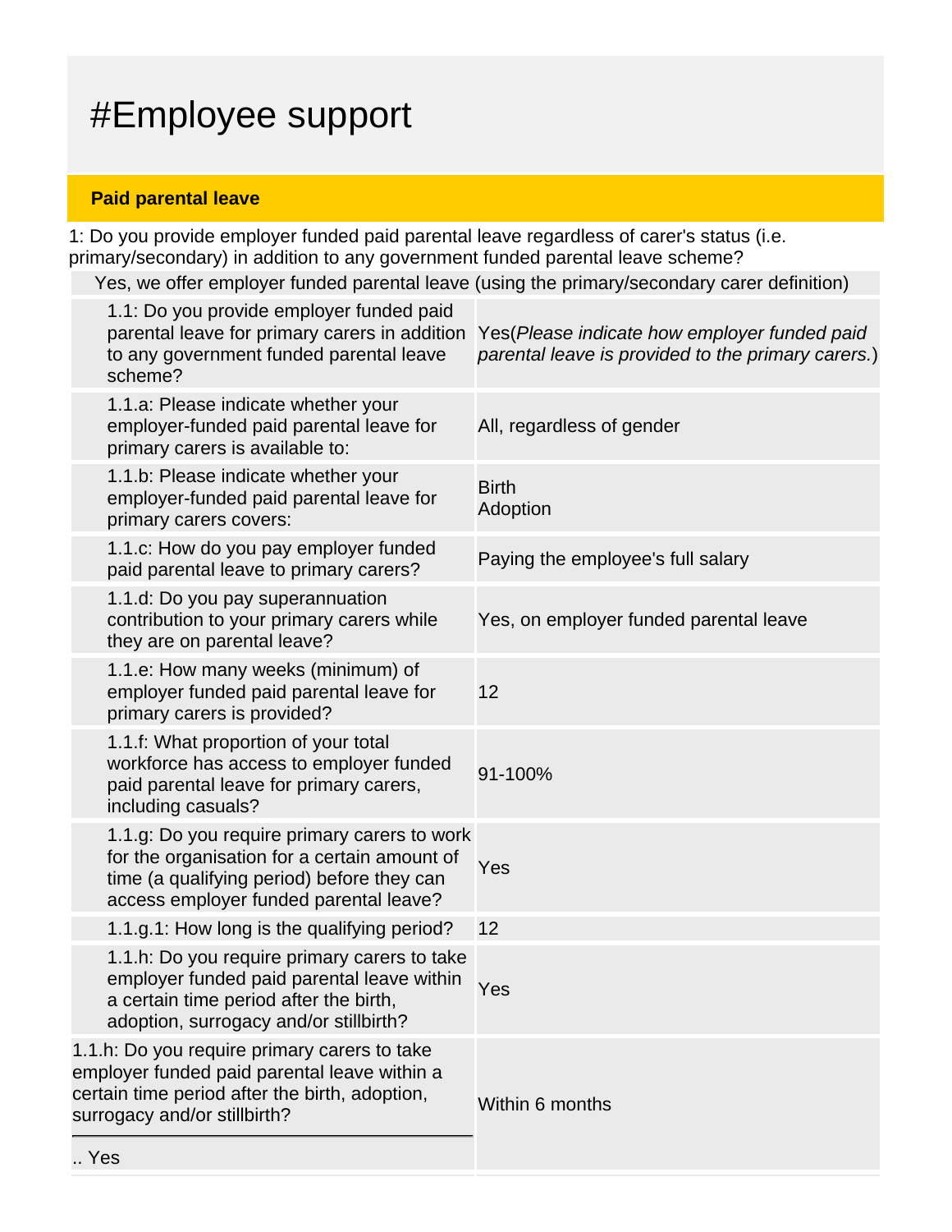# #Employee support

## Paid parental leave

1: Do you provide employer funded paid parental leave regardless of carer's status (i.e. primary/secondary) in addition to any government funded parental leave scheme?

Yes, we offer employer funded parental leave (using the primary/secondary carer definition)

| | |
|---|---|
| 1.1: Do you provide employer funded paid parental leave for primary carers in addition to any government funded parental leave scheme? | Yes(*Please indicate how employer funded paid parental leave is provided to the primary carers.*) |
| 1.1.a: Please indicate whether your employer-funded paid parental leave for primary carers is available to: | All, regardless of gender |
| 1.1.b: Please indicate whether your employer-funded paid parental leave for primary carers covers: | Birth<br>Adoption |
| 1.1.c: How do you pay employer funded paid parental leave to primary carers? | Paying the employee's full salary |
| 1.1.d: Do you pay superannuation contribution to your primary carers while they are on parental leave? | Yes, on employer funded parental leave |
| 1.1.e: How many weeks (minimum) of employer funded paid parental leave for primary carers is provided? | 12 |
| 1.1.f: What proportion of your total workforce has access to employer funded paid parental leave for primary carers, including casuals? | 91-100% |
| 1.1.g: Do you require primary carers to work for the organisation for a certain amount of time (a qualifying period) before they can access employer funded parental leave? | Yes |
| 1.1.g.1: How long is the qualifying period? | 12 |
| 1.1.h: Do you require primary carers to take employer funded paid parental leave within a certain time period after the birth, adoption, surrogacy and/or stillbirth? | Yes |
| 1.1.h: Do you require primary carers to take employer funded paid parental leave within a certain time period after the birth, adoption, surrogacy and/or stillbirth?<br><br>.. Yes | Within 6 months |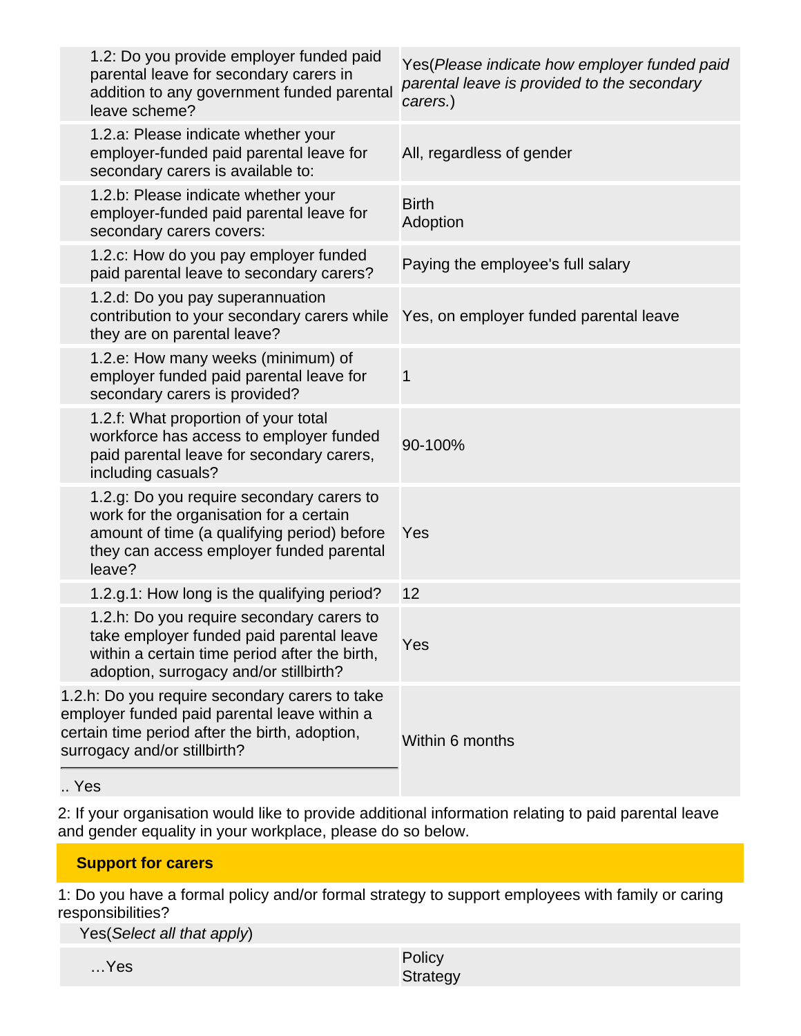| | |
|---|---|
| 1.2: Do you provide employer funded paid parental leave for secondary carers in addition to any government funded parental leave scheme? | Yes(*Please indicate how employer funded paid parental leave is provided to the secondary carers.*) |
| 1.2.a: Please indicate whether your employer-funded paid parental leave for secondary carers is available to: | All, regardless of gender |
| 1.2.b: Please indicate whether your employer-funded paid parental leave for secondary carers covers: | Birth<br>Adoption |
| 1.2.c: How do you pay employer funded paid parental leave to secondary carers? | Paying the employee's full salary |
| 1.2.d: Do you pay superannuation contribution to your secondary carers while they are on parental leave? | Yes, on employer funded parental leave |
| 1.2.e: How many weeks (minimum) of employer funded paid parental leave for secondary carers is provided? | 1 |
| 1.2.f: What proportion of your total workforce has access to employer funded paid parental leave for secondary carers, including casuals? | 90-100% |
| 1.2.g: Do you require secondary carers to work for the organisation for a certain amount of time (a qualifying period) before they can access employer funded parental leave? | Yes |
| 1.2.g.1: How long is the qualifying period? | 12 |
| 1.2.h: Do you require secondary carers to take employer funded paid parental leave within a certain time period after the birth, adoption, surrogacy and/or stillbirth? | Yes |
| 1.2.h: Do you require secondary carers to take employer funded paid parental leave within a certain time period after the birth, adoption, surrogacy and/or stillbirth?<br>.. Yes | Within 6 months |

2: If your organisation would like to provide additional information relating to paid parental leave and gender equality in your workplace, please do so below.

## Support for carers

1: Do you have a formal policy and/or formal strategy to support employees with family or caring responsibilities?

Yes(*Select all that apply*)

| | |
|---|---|
| …Yes | Policy<br>Strategy |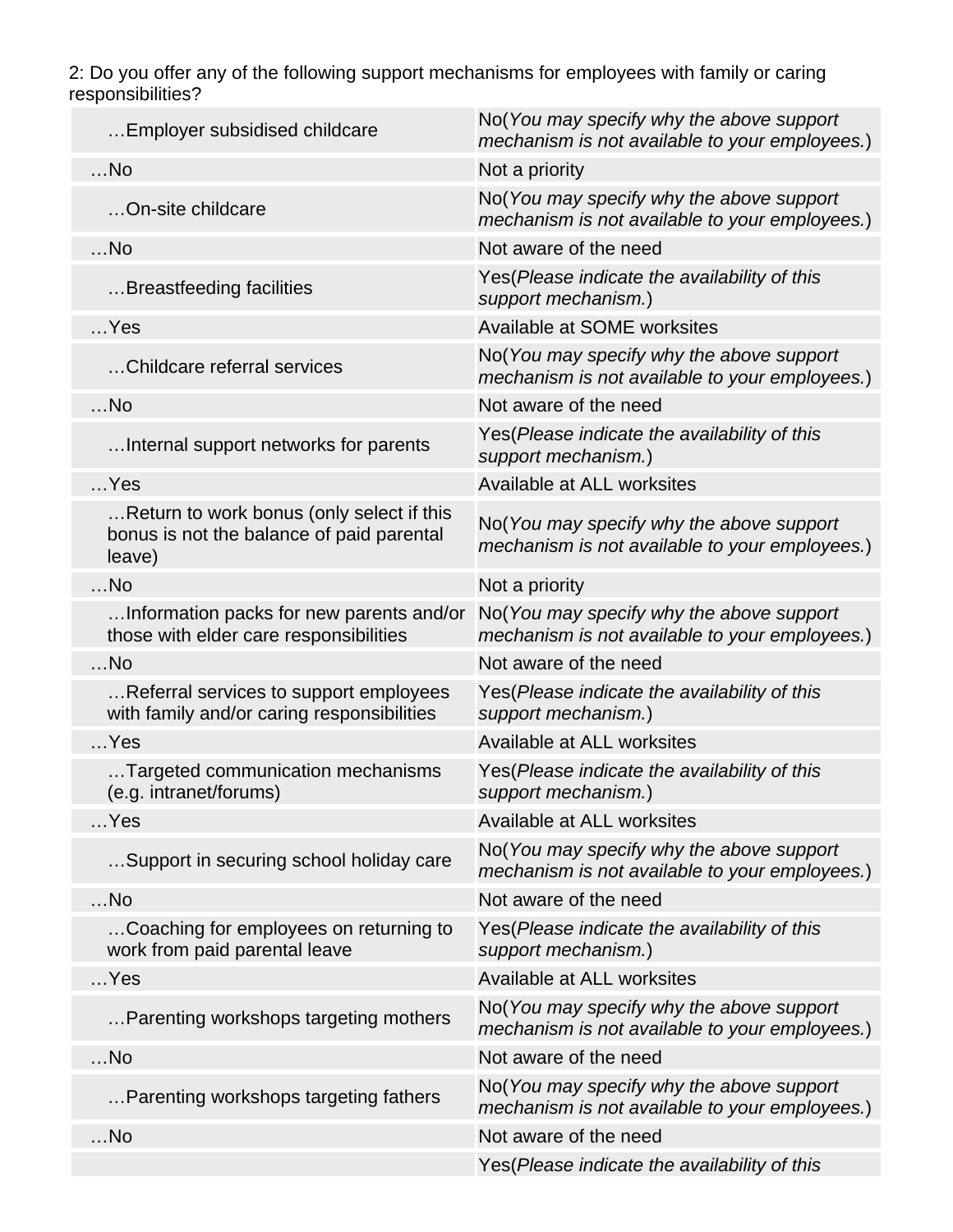2: Do you offer any of the following support mechanisms for employees with family or caring responsibilities?

| | |
|---|---|
| …Employer subsidised childcare | No(*You may specify why the above support mechanism is not available to your employees.*) |
| …No | Not a priority |
| …On-site childcare | No(*You may specify why the above support mechanism is not available to your employees.*) |
| …No | Not aware of the need |
| …Breastfeeding facilities | Yes(*Please indicate the availability of this support mechanism.*) |
| …Yes | Available at SOME worksites |
| …Childcare referral services | No(*You may specify why the above support mechanism is not available to your employees.*) |
| …No | Not aware of the need |
| …Internal support networks for parents | Yes(*Please indicate the availability of this support mechanism.*) |
| …Yes | Available at ALL worksites |
| …Return to work bonus (only select if this bonus is not the balance of paid parental leave) | No(*You may specify why the above support mechanism is not available to your employees.*) |
| …No | Not a priority |
| …Information packs for new parents and/or those with elder care responsibilities | No(*You may specify why the above support mechanism is not available to your employees.*) |
| …No | Not aware of the need |
| …Referral services to support employees with family and/or caring responsibilities | Yes(*Please indicate the availability of this support mechanism.*) |
| …Yes | Available at ALL worksites |
| …Targeted communication mechanisms (e.g. intranet/forums) | Yes(*Please indicate the availability of this support mechanism.*) |
| …Yes | Available at ALL worksites |
| …Support in securing school holiday care | No(*You may specify why the above support mechanism is not available to your employees.*) |
| …No | Not aware of the need |
| …Coaching for employees on returning to work from paid parental leave | Yes(*Please indicate the availability of this support mechanism.*) |
| …Yes | Available at ALL worksites |
| …Parenting workshops targeting mothers | No(*You may specify why the above support mechanism is not available to your employees.*) |
| …No | Not aware of the need |
| …Parenting workshops targeting fathers | No(*You may specify why the above support mechanism is not available to your employees.*) |
| …No | Not aware of the need |
| | Yes(*Please indicate the availability of this* |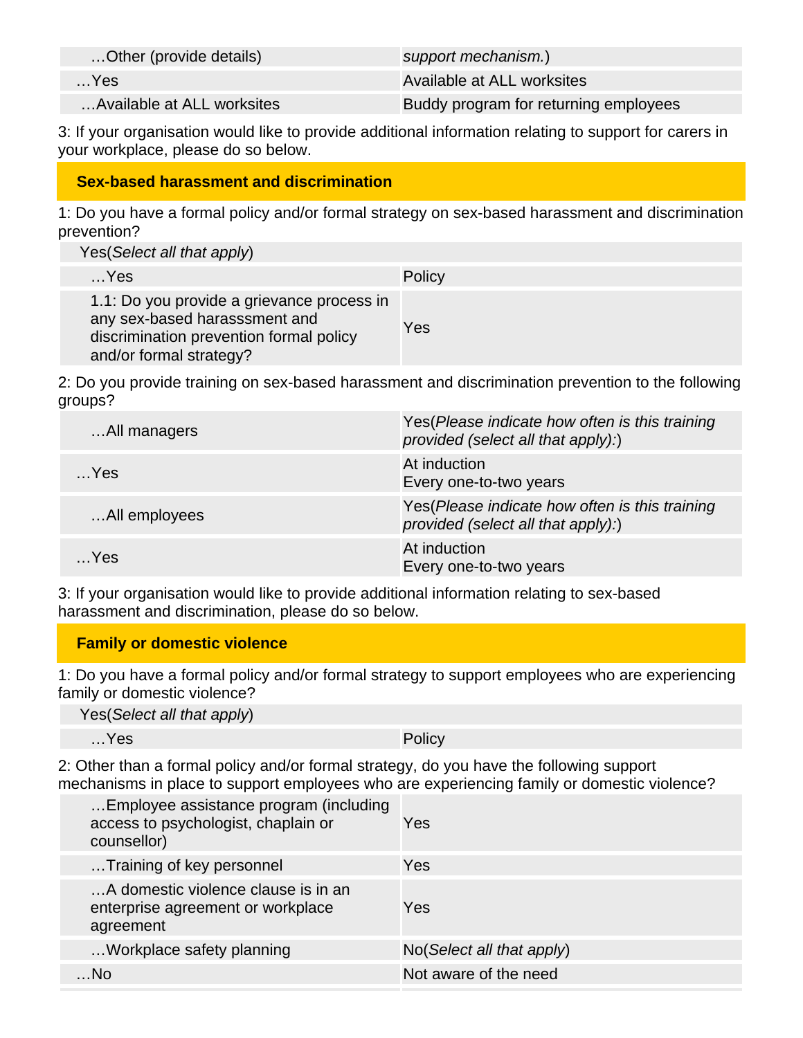| | |
|---|---|
| …Other (provide details) | *support mechanism.*) |
| …Yes | Available at ALL worksites |
| …Available at ALL worksites | Buddy program for returning employees |

3: If your organisation would like to provide additional information relating to support for carers in your workplace, please do so below.

## Sex-based harassment and discrimination

1: Do you have a formal policy and/or formal strategy on sex-based harassment and discrimination prevention?

| | |
|---|---|
| Yes(*Select all that apply*) | |
| …Yes | Policy |
| 1.1: Do you provide a grievance process in any sex-based harasssment and discrimination prevention formal policy and/or formal strategy? | Yes |

2: Do you provide training on sex-based harassment and discrimination prevention to the following groups?

| | |
|---|---|
| …All managers | Yes(*Please indicate how often is this training provided (select all that apply):*) |
| …Yes | At induction<br>Every one-to-two years |
| …All employees | Yes(*Please indicate how often is this training provided (select all that apply):*) |
| …Yes | At induction<br>Every one-to-two years |

3: If your organisation would like to provide additional information relating to sex-based harassment and discrimination, please do so below.

## Family or domestic violence

1: Do you have a formal policy and/or formal strategy to support employees who are experiencing family or domestic violence?

| | |
|---|---|
| Yes(*Select all that apply*) | |
| …Yes | Policy |

2: Other than a formal policy and/or formal strategy, do you have the following support mechanisms in place to support employees who are experiencing family or domestic violence?

| | |
|---|---|
| …Employee assistance program (including access to psychologist, chaplain or counsellor) | Yes |
| …Training of key personnel | Yes |
| …A domestic violence clause is in an enterprise agreement or workplace agreement | Yes |
| …Workplace safety planning | No(*Select all that apply*) |
| …No | Not aware of the need |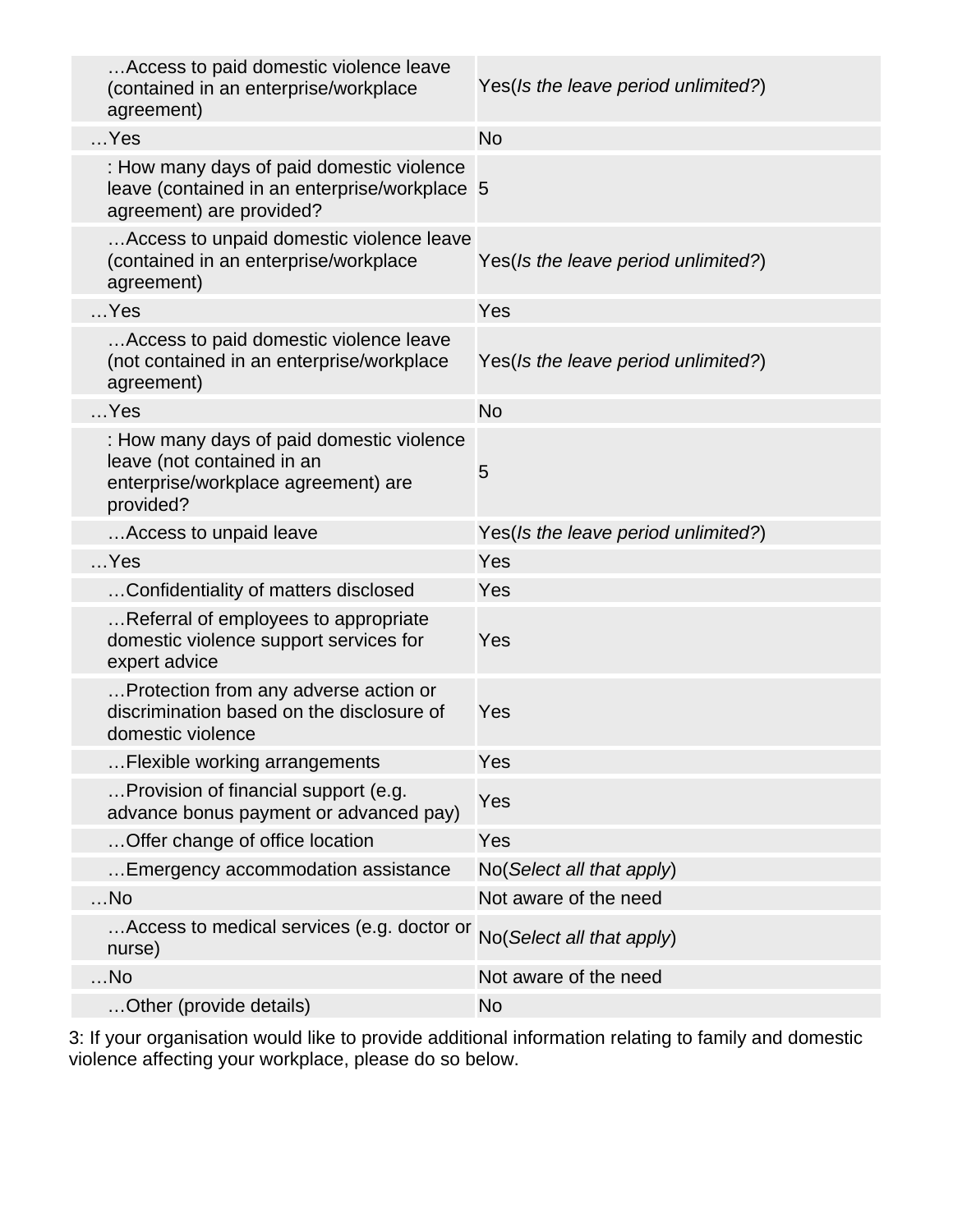| | |
|---|---|
| …Access to paid domestic violence leave (contained in an enterprise/workplace agreement) | Yes(*Is the leave period unlimited?*) |
| …Yes | No |
| : How many days of paid domestic violence leave (contained in an enterprise/workplace agreement) are provided? | 5 |
| …Access to unpaid domestic violence leave (contained in an enterprise/workplace agreement) | Yes(*Is the leave period unlimited?*) |
| …Yes | Yes |
| …Access to paid domestic violence leave (not contained in an enterprise/workplace agreement) | Yes(*Is the leave period unlimited?*) |
| …Yes | No |
| : How many days of paid domestic violence leave (not contained in an enterprise/workplace agreement) are provided? | 5 |
| …Access to unpaid leave | Yes(*Is the leave period unlimited?*) |
| …Yes | Yes |
| …Confidentiality of matters disclosed | Yes |
| …Referral of employees to appropriate domestic violence support services for expert advice | Yes |
| …Protection from any adverse action or discrimination based on the disclosure of domestic violence | Yes |
| …Flexible working arrangements | Yes |
| …Provision of financial support (e.g. advance bonus payment or advanced pay) | Yes |
| …Offer change of office location | Yes |
| …Emergency accommodation assistance | No(*Select all that apply*) |
| …No | Not aware of the need |
| …Access to medical services (e.g. doctor or nurse) | No(*Select all that apply*) |
| …No | Not aware of the need |
| …Other (provide details) | No |

3: If your organisation would like to provide additional information relating to family and domestic violence affecting your workplace, please do so below.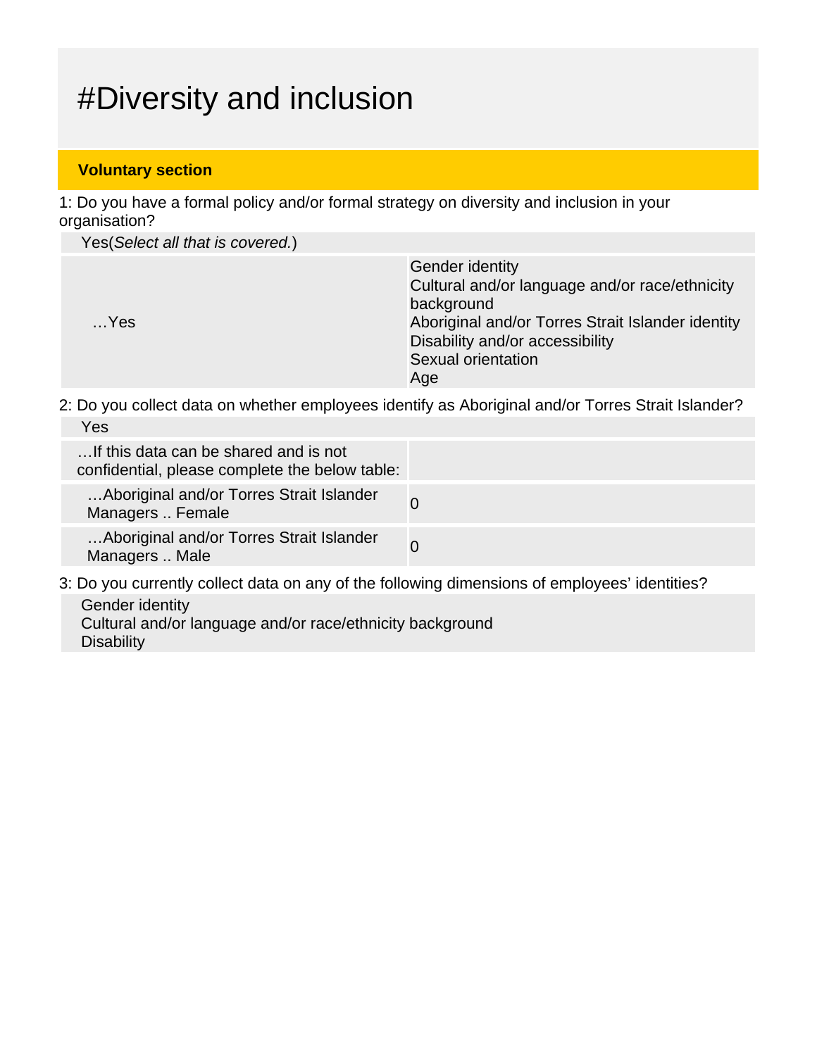# #Diversity and inclusion

**Voluntary section**

1: Do you have a formal policy and/or formal strategy on diversity and inclusion in your organisation?

Yes(*Select all that is covered.*)

| | |
|---|---|
| …Yes | Gender identity<br>Cultural and/or language and/or race/ethnicity background<br>Aboriginal and/or Torres Strait Islander identity<br>Disability and/or accessibility<br>Sexual orientation<br>Age |

2: Do you collect data on whether employees identify as Aboriginal and/or Torres Strait Islander?

Yes

| | |
|---|---|
| …If this data can be shared and is not confidential, please complete the below table: | |
| …Aboriginal and/or Torres Strait Islander Managers .. Female | 0 |
| …Aboriginal and/or Torres Strait Islander Managers .. Male | 0 |

3: Do you currently collect data on any of the following dimensions of employees' identities?

Gender identity
Cultural and/or language and/or race/ethnicity background
Disability